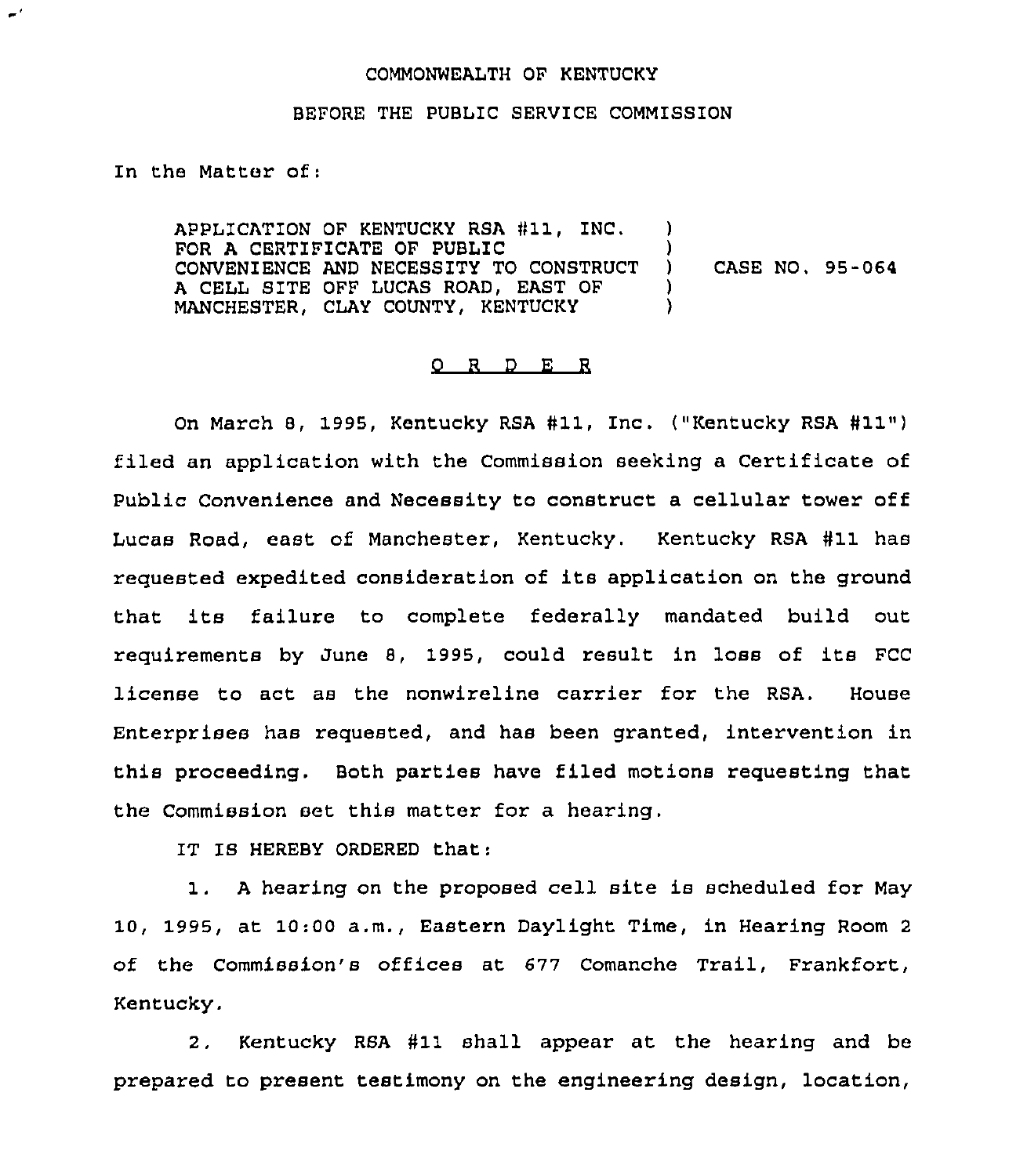COMMONWEALTH OF KENTUCKY

BEFORE THE PUBLIC SERVICE COMMISSION

In the Matter of:

| | | |
|---|---|---|
| APPLICATION OF KENTUCKY RSA #11, INC. FOR A CERTIFICATE OF PUBLIC CONVENIENCE AND NECESSITY TO CONSTRUCT A CELL SITE OFF LUCAS ROAD, EAST OF MANCHESTER, CLAY COUNTY, KENTUCKY | ) ) ) ) ) | CASE NO. 95-064 |

## O R D E R

On March 8, 1995, Kentucky RSA #11, Inc. ("Kentucky RSA #11") filed an application with the Commission seeking a Certificate of Public Convenience and Necessity to construct a cellular tower off Lucas Road, east of Manchester, Kentucky. Kentucky RSA #11 has requested expedited consideration of its application on the ground that its failure to complete federally mandated build out requirements by June 8, 1995, could result in loss of its FCC license to act as the nonwireline carrier for the RSA. House Enterprises has requested, and has been granted, intervention in this proceeding. Both parties have filed motions requesting that the Commission set this matter for a hearing.

IT IS HEREBY ORDERED that:

1. A hearing on the proposed cell site is scheduled for May 10, 1995, at 10:00 a.m., Eastern Daylight Time, in Hearing Room 2 of the Commission's offices at 677 Comanche Trail, Frankfort, Kentucky.

2. Kentucky RSA #11 shall appear at the hearing and be prepared to present testimony on the engineering design, location,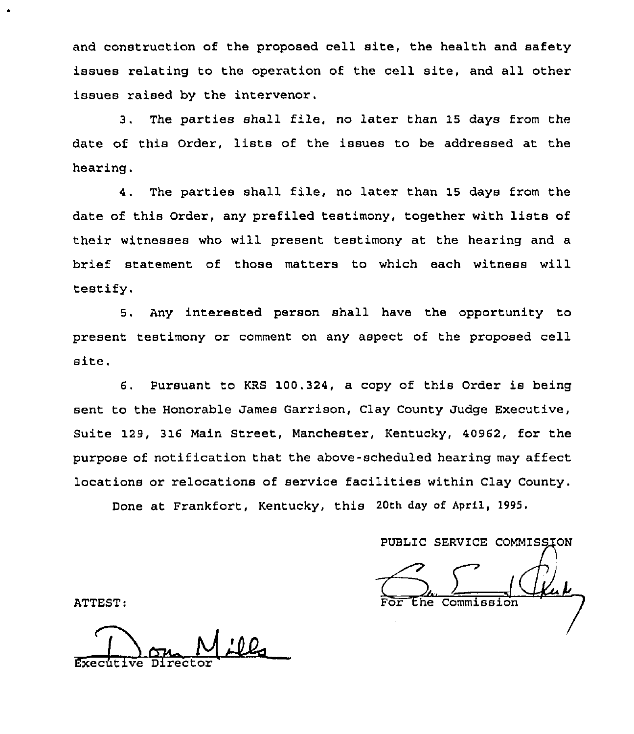and construction of the proposed cell site, the health and safety issues relating to the operation of the cell site, and all other issues raised by the intervenor.

3. The parties shall file, no later than 15 days from the date of this Order, lists of the issues to be addressed at the hearing.

4. The parties shall file, no later than 15 days from the date of this Order, any prefiled testimony, together with lists of their witnesses who will present testimony at the hearing and a brief statement of those matters to which each witness will testify.

5. Any interested person shall have the opportunity to present testimony or comment on any aspect of the proposed cell site.

6. Pursuant to KRS 100.324, a copy of this Order is being sent to the Honorable James Garrison, Clay County Judge Executive, Suite 129, 316 Main Street, Manchester, Kentucky, 40962, for the purpose of notification that the above-scheduled hearing may affect locations or relocations of service facilities within Clay County.

Done at Frankfort, Kentucky, this 20th day of April, 1995.

PUBLIC SERVICE COMMISSION

For the Commission

ATTEST:

Executive Director